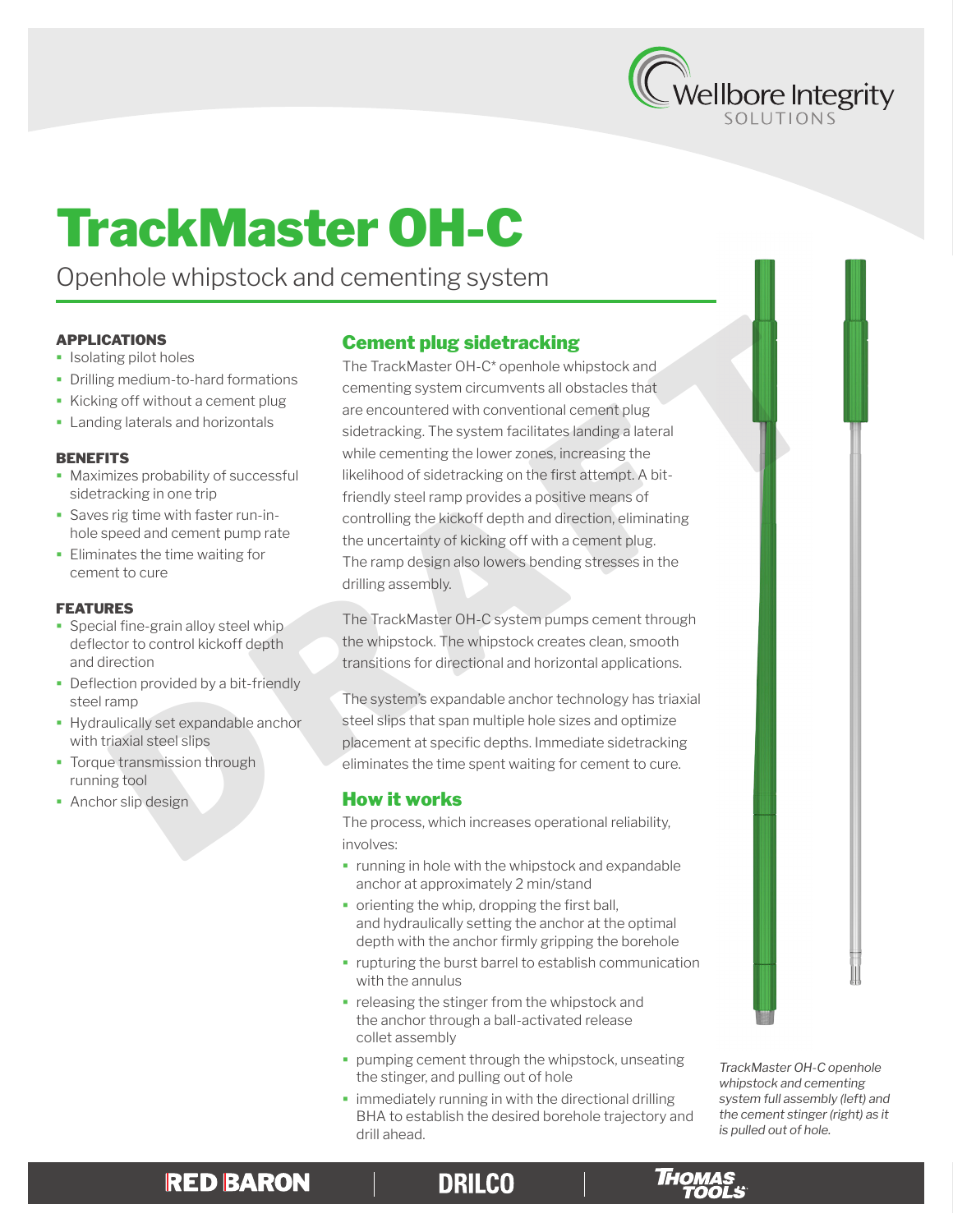# TrackMaster OH-C

Openhole whipstock and cementing system

### APPLICATIONS

- Isolating pilot holes
- Drilling medium-to-hard formations
- Kicking off without a cement plug
- Landing laterals and horizontals

### BENEFITS

- Maximizes probability of successful sidetracking in one trip
- Saves rig time with faster run-in-hole speed and cement pump rate
- Eliminates the time waiting for cement to cure

### FEATURES

- Special fine-grain alloy steel whip deflector to control kickoff depth and direction
- Deflection provided by a bit-friendly steel ramp
- Hydraulically set expandable anchor with triaxial steel slips
- Torque transmission through running tool
- Anchor slip design

## Cement plug sidetracking

The TrackMaster OH-C* openhole whipstock and cementing system circumvents all obstacles that are encountered with conventional cement plug sidetracking. The system facilitates landing a lateral while cementing the lower zones, increasing the likelihood of sidetracking on the first attempt. A bit-friendly steel ramp provides a positive means of controlling the kickoff depth and direction, eliminating the uncertainty of kicking off with a cement plug. The ramp design also lowers bending stresses in the drilling assembly.

The TrackMaster OH-C system pumps cement through the whipstock. The whipstock creates clean, smooth transitions for directional and horizontal applications.

The system's expandable anchor technology has triaxial steel slips that span multiple hole sizes and optimize placement at specific depths. Immediate sidetracking eliminates the time spent waiting for cement to cure.

## How it works

The process, which increases operational reliability, involves:

- running in hole with the whipstock and expandable anchor at approximately 2 min/stand
- orienting the whip, dropping the first ball, and hydraulically setting the anchor at the optimal depth with the anchor firmly gripping the borehole
- rupturing the burst barrel to establish communication with the annulus
- releasing the stinger from the whipstock and the anchor through a ball-activated release collet assembly
- pumping cement through the whipstock, unseating the stinger, and pulling out of hole
- immediately running in with the directional drilling BHA to establish the desired borehole trajectory and drill ahead.

*TrackMaster OH-C openhole whipstock and cementing system full assembly (left) and the cement stinger (right) as it is pulled out of hole.*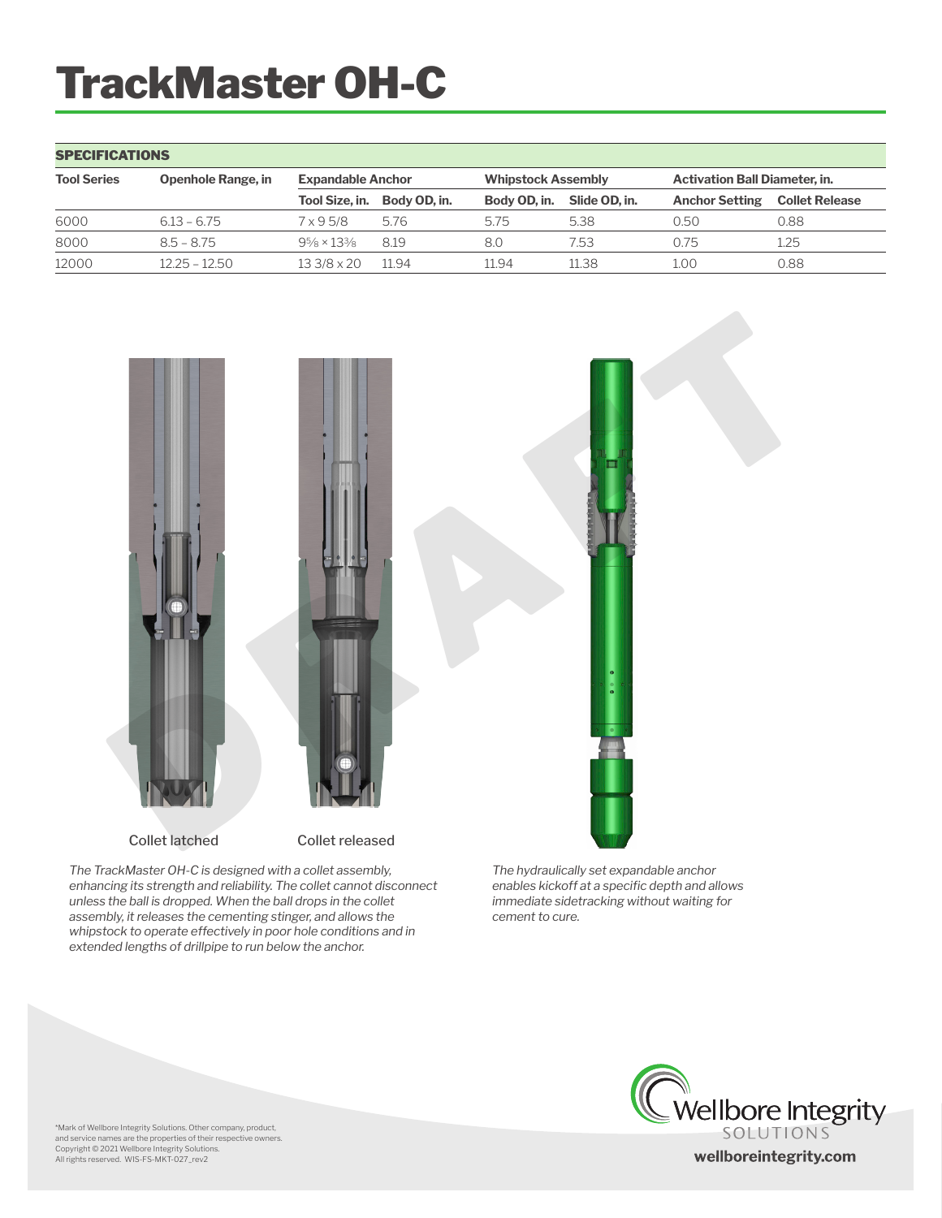# TrackMaster OH-C

## SPECIFICATIONS

| Tool Series | Openhole Range, in | Expandable Anchor | | Whipstock Assembly | | Activation Ball Diameter, in. | |
|---|---|---|---|---|---|---|---|
| | | Tool Size, in. | Body OD, in. | Body OD, in. | Slide OD, in. | Anchor Setting | Collet Release |
| 6000 | 6.13 – 6.75 | 7 x 9 5/8 | 5.76 | 5.75 | 5.38 | 0.50 | 0.88 |
| 8000 | 8.5 – 8.75 | 9⅝ × 13⅜ | 8.19 | 8.0 | 7.53 | 0.75 | 1.25 |
| 12000 | 12.25 – 12.50 | 13 3/8 x 20 | 11.94 | 11.94 | 11.38 | 1.00 | 0.88 |

Collet latched

Collet released

*The TrackMaster OH-C is designed with a collet assembly, enhancing its strength and reliability. The collet cannot disconnect unless the ball is dropped. When the ball drops in the collet assembly, it releases the cementing stinger, and allows the whipstock to operate effectively in poor hole conditions and in extended lengths of drillpipe to run below the anchor.*

*The hydraulically set expandable anchor enables kickoff at a specific depth and allows immediate sidetracking without waiting for cement to cure.*

*Mark of Wellbore Integrity Solutions. Other company, product, and service names are the properties of their respective owners.
Copyright © 2021 Wellbore Integrity Solutions.
All rights reserved. WIS-FS-MKT-027_rev2

Wellbore Integrity SOLUTIONS

wellboreintegrity.com